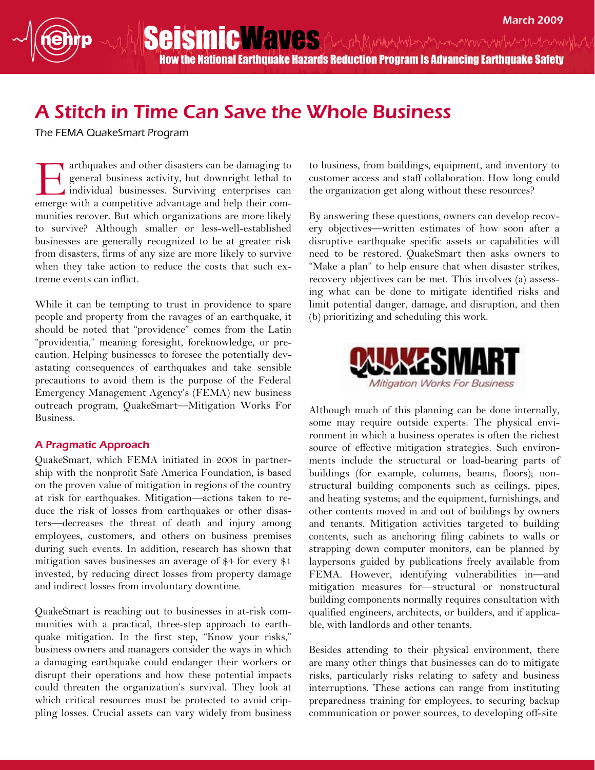# A Stitch in Time Can Save the Whole Business

*The FEMA QuakeSmart Program*

Earthquakes and other disasters can be damaging to general business activity, but downright lethal to individual businesses. Surviving enterprises can emerge with a competitive advantage and help their communities recover. But which organizations are more likely to survive? Although smaller or less-well-established businesses are generally recognized to be at greater risk from disasters, firms of any size are more likely to survive when they take action to reduce the costs that such extreme events can inflict.

While it can be tempting to trust in providence to spare people and property from the ravages of an earthquake, it should be noted that "providence" comes from the Latin "providentia," meaning foresight, foreknowledge, or precaution. Helping businesses to foresee the potentially devastating consequences of earthquakes and take sensible precautions to avoid them is the purpose of the Federal Emergency Management Agency's (FEMA) new business outreach program, QuakeSmart—Mitigation Works For Business.

## A Pragmatic Approach

QuakeSmart, which FEMA initiated in 2008 in partnership with the nonprofit Safe America Foundation, is based on the proven value of mitigation in regions of the country at risk for earthquakes. Mitigation—actions taken to reduce the risk of losses from earthquakes or other disasters—decreases the threat of death and injury among employees, customers, and others on business premises during such events. In addition, research has shown that mitigation saves businesses an average of $4 for every $1 invested, by reducing direct losses from property damage and indirect losses from involuntary downtime.

QuakeSmart is reaching out to businesses in at-risk communities with a practical, three-step approach to earthquake mitigation. In the first step, "Know your risks," business owners and managers consider the ways in which a damaging earthquake could endanger their workers or disrupt their operations and how these potential impacts could threaten the organization's survival. They look at which critical resources must be protected to avoid crippling losses. Crucial assets can vary widely from business to business, from buildings, equipment, and inventory to customer access and staff collaboration. How long could the organization get along without these resources?

By answering these questions, owners can develop recovery objectives—written estimates of how soon after a disruptive earthquake specific assets or capabilities will need to be restored. QuakeSmart then asks owners to "Make a plan" to help ensure that when disaster strikes, recovery objectives can be met. This involves (a) assessing what can be done to mitigate identified risks and limit potential danger, damage, and disruption, and then (b) prioritizing and scheduling this work.

QUAKESMART
*Mitigation Works For Business*

Although much of this planning can be done internally, some may require outside experts. The physical environment in which a business operates is often the richest source of effective mitigation strategies. Such environments include the structural or load-bearing parts of buildings (for example, columns, beams, floors); nonstructural building components such as ceilings, pipes, and heating systems; and the equipment, furnishings, and other contents moved in and out of buildings by owners and tenants. Mitigation activities targeted to building contents, such as anchoring filing cabinets to walls or strapping down computer monitors, can be planned by laypersons guided by publications freely available from FEMA. However, identifying vulnerabilities in—and mitigation measures for—structural or nonstructural building components normally requires consultation with qualified engineers, architects, or builders, and if applicable, with landlords and other tenants.

Besides attending to their physical environment, there are many other things that businesses can do to mitigate risks, particularly risks relating to safety and business interruptions. These actions can range from instituting preparedness training for employees, to securing backup communication or power sources, to developing off-site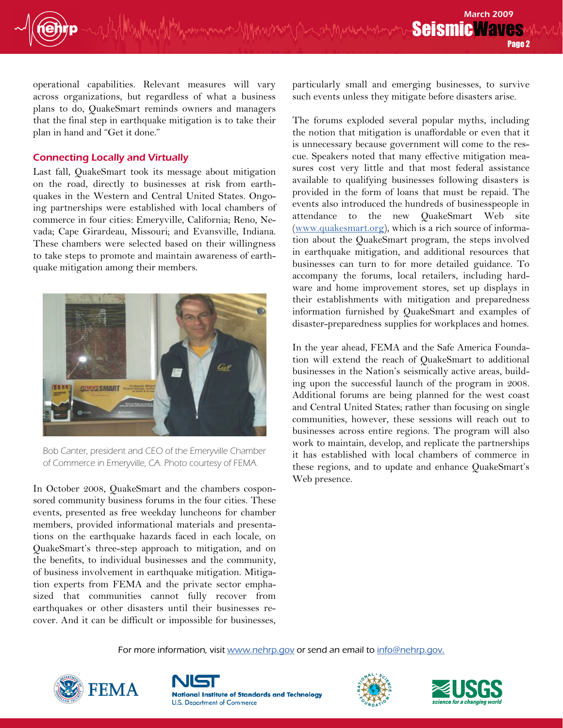operational capabilities. Relevant measures will vary across organizations, but regardless of what a business plans to do, QuakeSmart reminds owners and managers that the final step in earthquake mitigation is to take their plan in hand and "Get it done."

## Connecting Locally and Virtually

Last fall, QuakeSmart took its message about mitigation on the road, directly to businesses at risk from earthquakes in the Western and Central United States. Ongoing partnerships were established with local chambers of commerce in four cities: Emeryville, California; Reno, Nevada; Cape Girardeau, Missouri; and Evansville, Indiana. These chambers were selected based on their willingness to take steps to promote and maintain awareness of earthquake mitigation among their members.

Bob Canter, president and CEO of the Emeryville Chamber of Commerce in Emeryville, CA. Photo courtesy of FEMA.

In October 2008, QuakeSmart and the chambers cosponsored community business forums in the four cities. These events, presented as free weekday luncheons for chamber members, provided informational materials and presentations on the earthquake hazards faced in each locale, on QuakeSmart's three-step approach to mitigation, and on the benefits, to individual businesses and the community, of business involvement in earthquake mitigation. Mitigation experts from FEMA and the private sector emphasized that communities cannot fully recover from earthquakes or other disasters until their businesses recover. And it can be difficult or impossible for businesses, particularly small and emerging businesses, to survive such events unless they mitigate before disasters arise.

The forums exploded several popular myths, including the notion that mitigation is unaffordable or even that it is unnecessary because government will come to the rescue. Speakers noted that many effective mitigation measures cost very little and that most federal assistance available to qualifying businesses following disasters is provided in the form of loans that must be repaid. The events also introduced the hundreds of businesspeople in attendance to the new QuakeSmart Web site (www.quakesmart.org), which is a rich source of information about the QuakeSmart program, the steps involved in earthquake mitigation, and additional resources that businesses can turn to for more detailed guidance. To accompany the forums, local retailers, including hardware and home improvement stores, set up displays in their establishments with mitigation and preparedness information furnished by QuakeSmart and examples of disaster-preparedness supplies for workplaces and homes.

In the year ahead, FEMA and the Safe America Foundation will extend the reach of QuakeSmart to additional businesses in the Nation's seismically active areas, building upon the successful launch of the program in 2008. Additional forums are being planned for the west coast and Central United States; rather than focusing on single communities, however, these sessions will reach out to businesses across entire regions. The program will also work to maintain, develop, and replicate the partnerships it has established with local chambers of commerce in these regions, and to update and enhance QuakeSmart's Web presence.

For more information, visit www.nehrp.gov or send an email to info@nehrp.gov.